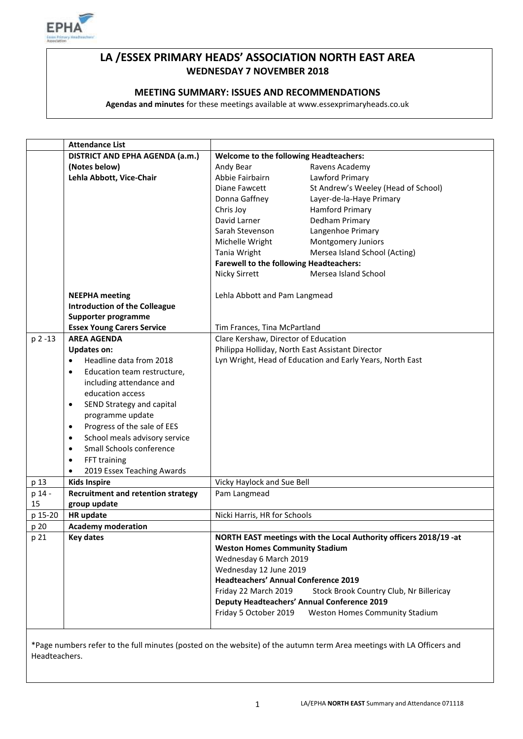# LA /ESSEX PRIMARY HEADS' ASSOCIATION NORTH EAST AREA

## WEDNESDAY 7 NOVEMBER 2018

### MEETING SUMMARY: ISSUES AND RECOMMENDATIONS

**Agendas and minutes** for these meetings available at www.essexprimaryheads.co.uk

| | **Attendance List** | |
|---|---|---|
| | **DISTRICT AND EPHA AGENDA (a.m.)**<br>**(Notes below)**<br>**Lehla Abbott, Vice-Chair** | **Welcome to the following Headteachers:**<br>Andy Bear — Ravens Academy<br>Abbie Fairbairn — Lawford Primary<br>Diane Fawcett — St Andrew's Weeley (Head of School)<br>Donna Gaffney — Layer-de-la-Haye Primary<br>Chris Joy — Hamford Primary<br>David Larner — Dedham Primary<br>Sarah Stevenson — Langenhoe Primary<br>Michelle Wright — Montgomery Juniors<br>Tania Wright — Mersea Island School (Acting)<br>**Farewell to the following Headteachers:**<br>Nicky Sirrett — Mersea Island School |
| | **NEEPHA meeting**<br>**Introduction of the Colleague Supporter programme** | Lehla Abbott and Pam Langmead |
| | **Essex Young Carers Service** | Tim Frances, Tina McPartland |
| p 2 -13 | **AREA AGENDA**<br>**Updates on:**<br>• Headline data from 2018<br>• Education team restructure, including attendance and education access<br>• SEND Strategy and capital programme update<br>• Progress of the sale of EES<br>• School meals advisory service<br>• Small Schools conference<br>• FFT training<br>• 2019 Essex Teaching Awards | Clare Kershaw, Director of Education<br>Philippa Holliday, North East Assistant Director<br>Lyn Wright, Head of Education and Early Years, North East |
| p 13 | **Kids Inspire** | Vicky Haylock and Sue Bell |
| p 14 - 15 | **Recruitment and retention strategy group update** | Pam Langmead |
| p 15-20 | **HR update** | Nicki Harris, HR for Schools |
| p 20 | **Academy moderation** | |
| p 21 | **Key dates** | **NORTH EAST meetings with the Local Authority officers 2018/19 -at Weston Homes Community Stadium**<br>Wednesday 6 March 2019<br>Wednesday 12 June 2019<br>**Headteachers' Annual Conference 2019**<br>Friday 22 March 2019 — Stock Brook Country Club, Nr Billericay<br>**Deputy Headteachers' Annual Conference 2019**<br>Friday 5 October 2019 — Weston Homes Community Stadium |

*Page numbers refer to the full minutes (posted on the website) of the autumn term Area meetings with LA Officers and Headteachers.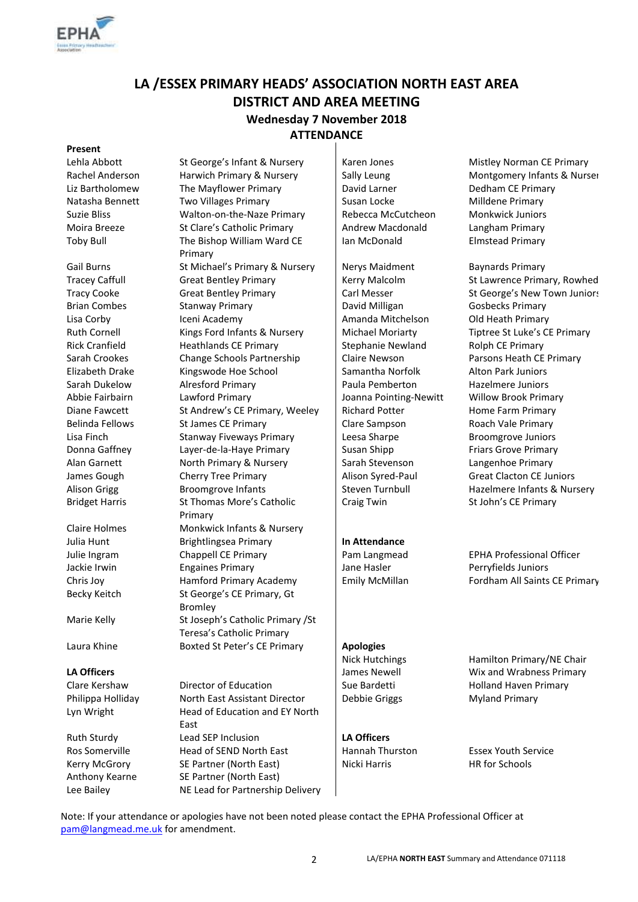# LA /ESSEX PRIMARY HEADS' ASSOCIATION NORTH EAST AREA

## DISTRICT AND AREA MEETING

### Wednesday 7 November 2018

### ATTENDANCE

**Present**

| Name | School |
|---|---|
| Lehla Abbott | St George's Infant & Nursery |
| Rachel Anderson | Harwich Primary & Nursery |
| Liz Bartholomew | The Mayflower Primary |
| Natasha Bennett | Two Villages Primary |
| Suzie Bliss | Walton-on-the-Naze Primary |
| Moira Breeze | St Clare's Catholic Primary |
| Toby Bull | The Bishop William Ward CE Primary |
| Gail Burns | St Michael's Primary & Nursery |
| Tracey Caffull | Great Bentley Primary |
| Tracy Cooke | Great Bentley Primary |
| Brian Combes | Stanway Primary |
| Lisa Corby | Iceni Academy |
| Ruth Cornell | Kings Ford Infants & Nursery |
| Rick Cranfield | Heathlands CE Primary |
| Sarah Crookes | Change Schools Partnership |
| Elizabeth Drake | Kingswode Hoe School |
| Sarah Dukelow | Alresford Primary |
| Abbie Fairbairn | Lawford Primary |
| Diane Fawcett | St Andrew's CE Primary, Weeley |
| Belinda Fellows | St James CE Primary |
| Lisa Finch | Stanway Fiveways Primary |
| Donna Gaffney | Layer-de-la-Haye Primary |
| Alan Garnett | North Primary & Nursery |
| James Gough | Cherry Tree Primary |
| Alison Grigg | Broomgrove Infants |
| Bridget Harris | St Thomas More's Catholic Primary |
| Claire Holmes | Monkwick Infants & Nursery |
| Julia Hunt | Brightlingsea Primary |
| Julie Ingram | Chappell CE Primary |
| Jackie Irwin | Engaines Primary |
| Chris Joy | Hamford Primary Academy |
| Becky Keitch | St George's CE Primary, Gt Bromley |
| Marie Kelly | St Joseph's Catholic Primary /St Teresa's Catholic Primary |
| Laura Khine | Boxted St Peter's CE Primary |
| Karen Jones | Mistley Norman CE Primary |
| Sally Leung | Montgomery Infants & Nurser |
| David Larner | Dedham CE Primary |
| Susan Locke | Milldene Primary |
| Rebecca McCutcheon | Monkwick Juniors |
| Andrew Macdonald | Langham Primary |
| Ian McDonald | Elmstead Primary |
| Nerys Maidment | Baynards Primary |
| Kerry Malcolm | St Lawrence Primary, Rowhed |
| Carl Messer | St George's New Town Juniors |
| David Milligan | Gosbecks Primary |
| Amanda Mitchelson | Old Heath Primary |
| Michael Moriarty | Tiptree St Luke's CE Primary |
| Stephanie Newland | Rolph CE Primary |
| Claire Newson | Parsons Heath CE Primary |
| Samantha Norfolk | Alton Park Juniors |
| Paula Pemberton | Hazelmere Juniors |
| Joanna Pointing-Newitt | Willow Brook Primary |
| Richard Potter | Home Farm Primary |
| Clare Sampson | Roach Vale Primary |
| Leesa Sharpe | Broomgrove Juniors |
| Susan Shipp | Friars Grove Primary |
| Sarah Stevenson | Langenhoe Primary |
| Alison Syred-Paul | Great Clacton CE Juniors |
| Steven Turnbull | Hazelmere Infants & Nursery |
| Craig Twin | St John's CE Primary |

**LA Officers**

| Name | Role |
|---|---|
| Clare Kershaw | Director of Education |
| Philippa Holliday | North East Assistant Director |
| Lyn Wright | Head of Education and EY North East |
| Ruth Sturdy | Lead SEP Inclusion |
| Ros Somerville | Head of SEND North East |
| Kerry McGrory | SE Partner (North East) |
| Anthony Kearne | SE Partner (North East) |
| Lee Bailey | NE Lead for Partnership Delivery |

**In Attendance**

| Name | Role |
|---|---|
| Pam Langmead | EPHA Professional Officer |
| Jane Hasler | Perryfields Juniors |
| Emily McMillan | Fordham All Saints CE Primary |

**Apologies**

| Name | School |
|---|---|
| Nick Hutchings | Hamilton Primary/NE Chair |
| James Newell | Wix and Wrabness Primary |
| Sue Bardetti | Holland Haven Primary |
| Debbie Griggs | Myland Primary |

**LA Officers**

| Name | Role |
|---|---|
| Hannah Thurston | Essex Youth Service |
| Nicki Harris | HR for Schools |

Note: If your attendance or apologies have not been noted please contact the EPHA Professional Officer at pam@langmead.me.uk for amendment.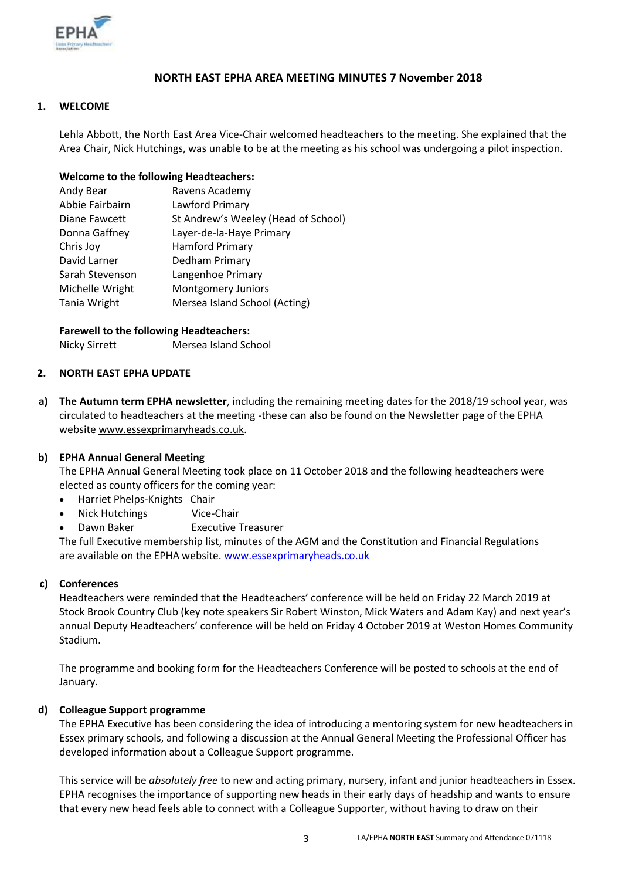## NORTH EAST EPHA AREA MEETING MINUTES 7 November 2018

### 1. WELCOME

Lehla Abbott, the North East Area Vice-Chair welcomed headteachers to the meeting. She explained that the Area Chair, Nick Hutchings, was unable to be at the meeting as his school was undergoing a pilot inspection.

**Welcome to the following Headteachers:**

| | |
|---|---|
| Andy Bear | Ravens Academy |
| Abbie Fairbairn | Lawford Primary |
| Diane Fawcett | St Andrew's Weeley (Head of School) |
| Donna Gaffney | Layer-de-la-Haye Primary |
| Chris Joy | Hamford Primary |
| David Larner | Dedham Primary |
| Sarah Stevenson | Langenhoe Primary |
| Michelle Wright | Montgomery Juniors |
| Tania Wright | Mersea Island School (Acting) |

**Farewell to the following Headteachers:**

| | |
|---|---|
| Nicky Sirrett | Mersea Island School |

### 2. NORTH EAST EPHA UPDATE

**a) The Autumn term EPHA newsletter**, including the remaining meeting dates for the 2018/19 school year, was circulated to headteachers at the meeting -these can also be found on the Newsletter page of the EPHA website www.essexprimaryheads.co.uk.

**b) EPHA Annual General Meeting**

The EPHA Annual General Meeting took place on 11 October 2018 and the following headteachers were elected as county officers for the coming year:

- Harriet Phelps-Knights Chair
- Nick Hutchings Vice-Chair
- Dawn Baker Executive Treasurer

The full Executive membership list, minutes of the AGM and the Constitution and Financial Regulations are available on the EPHA website. www.essexprimaryheads.co.uk

**c) Conferences**

Headteachers were reminded that the Headteachers' conference will be held on Friday 22 March 2019 at Stock Brook Country Club (key note speakers Sir Robert Winston, Mick Waters and Adam Kay) and next year's annual Deputy Headteachers' conference will be held on Friday 4 October 2019 at Weston Homes Community Stadium.

The programme and booking form for the Headteachers Conference will be posted to schools at the end of January.

**d) Colleague Support programme**

The EPHA Executive has been considering the idea of introducing a mentoring system for new headteachers in Essex primary schools, and following a discussion at the Annual General Meeting the Professional Officer has developed information about a Colleague Support programme.

This service will be *absolutely free* to new and acting primary, nursery, infant and junior headteachers in Essex. EPHA recognises the importance of supporting new heads in their early days of headship and wants to ensure that every new head feels able to connect with a Colleague Supporter, without having to draw on their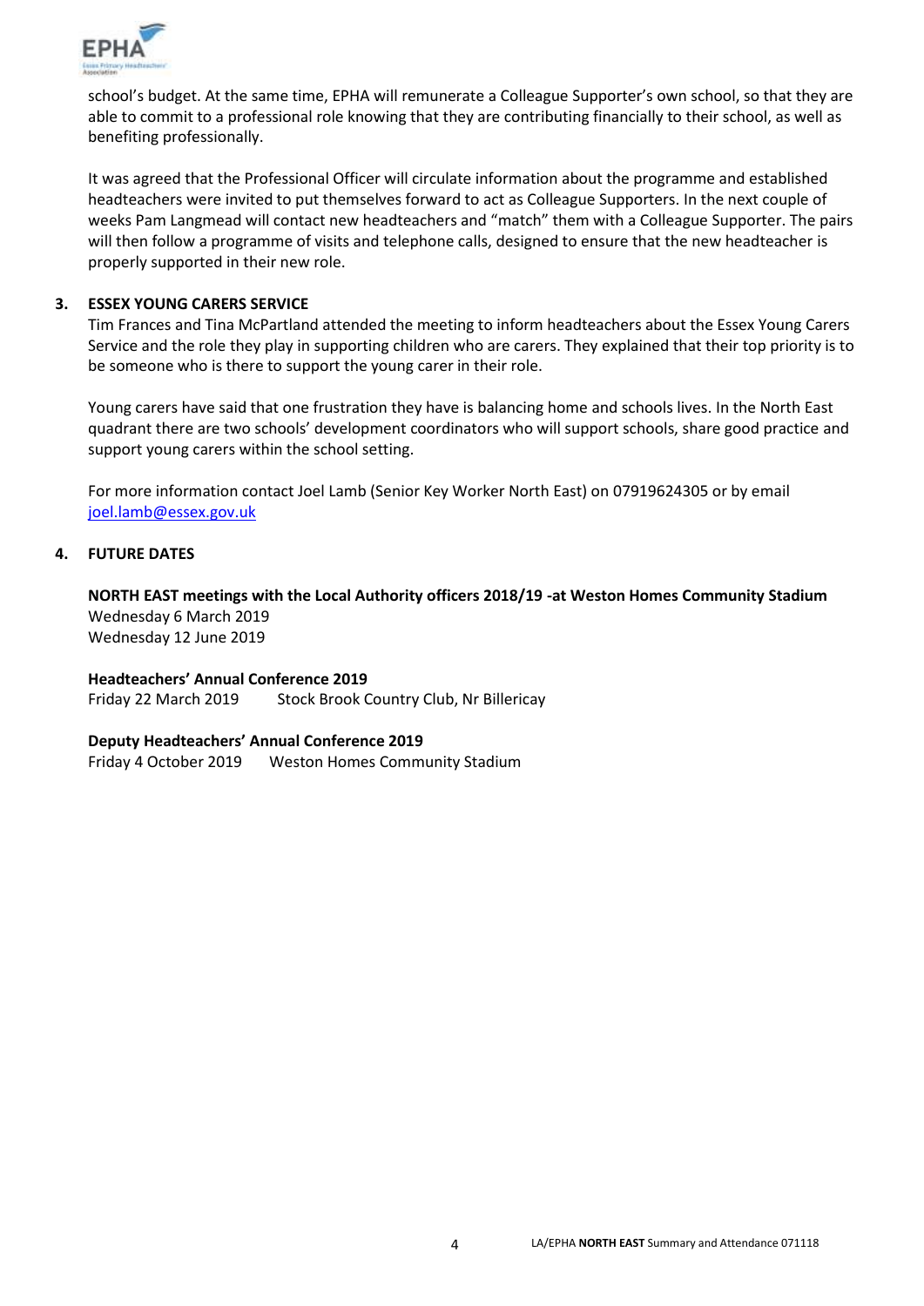school's budget. At the same time, EPHA will remunerate a Colleague Supporter's own school, so that they are able to commit to a professional role knowing that they are contributing financially to their school, as well as benefiting professionally.

It was agreed that the Professional Officer will circulate information about the programme and established headteachers were invited to put themselves forward to act as Colleague Supporters. In the next couple of weeks Pam Langmead will contact new headteachers and "match" them with a Colleague Supporter. The pairs will then follow a programme of visits and telephone calls, designed to ensure that the new headteacher is properly supported in their new role.

## 3. ESSEX YOUNG CARERS SERVICE

Tim Frances and Tina McPartland attended the meeting to inform headteachers about the Essex Young Carers Service and the role they play in supporting children who are carers. They explained that their top priority is to be someone who is there to support the young carer in their role.

Young carers have said that one frustration they have is balancing home and schools lives. In the North East quadrant there are two schools' development coordinators who will support schools, share good practice and support young carers within the school setting.

For more information contact Joel Lamb (Senior Key Worker North East) on 07919624305 or by email joel.lamb@essex.gov.uk

## 4. FUTURE DATES

**NORTH EAST meetings with the Local Authority officers 2018/19 -at Weston Homes Community Stadium**
Wednesday 6 March 2019
Wednesday 12 June 2019

**Headteachers' Annual Conference 2019**
Friday 22 March 2019 Stock Brook Country Club, Nr Billericay

**Deputy Headteachers' Annual Conference 2019**
Friday 4 October 2019 Weston Homes Community Stadium